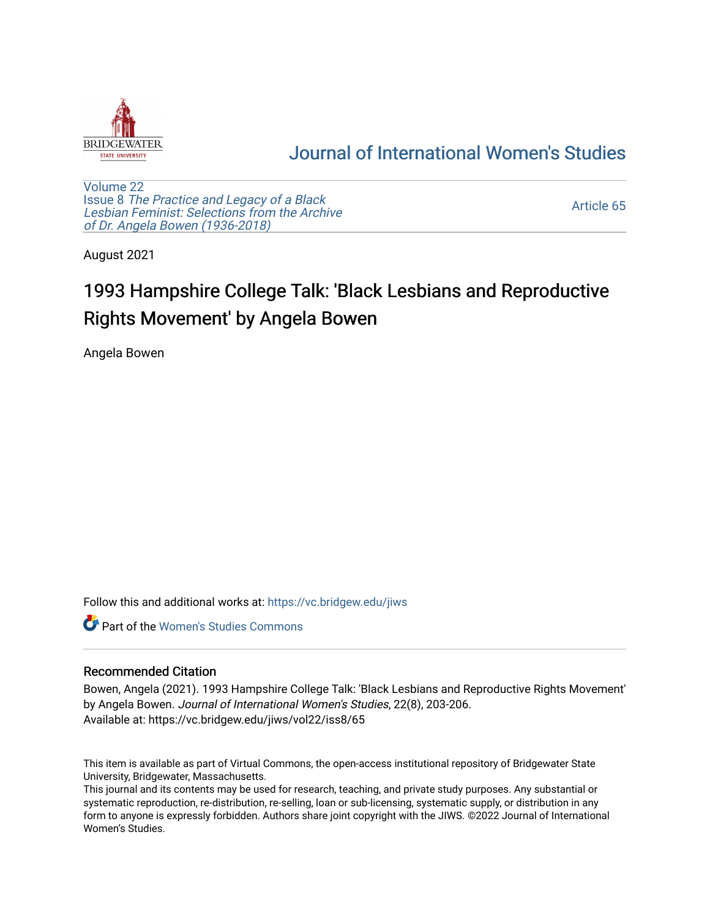# Journal of International Women's Studies

Volume 22
Issue 8 *The Practice and Legacy of a Black Lesbian Feminist: Selections from the Archive of Dr. Angela Bowen (1936-2018)*

Article 65

August 2021

# 1993 Hampshire College Talk: 'Black Lesbians and Reproductive Rights Movement' by Angela Bowen

Angela Bowen

Follow this and additional works at: https://vc.bridgew.edu/jiws

Part of the Women's Studies Commons

## Recommended Citation

Bowen, Angela (2021). 1993 Hampshire College Talk: 'Black Lesbians and Reproductive Rights Movement' by Angela Bowen. *Journal of International Women's Studies*, 22(8), 203-206.
Available at: https://vc.bridgew.edu/jiws/vol22/iss8/65

This item is available as part of Virtual Commons, the open-access institutional repository of Bridgewater State University, Bridgewater, Massachusetts.
This journal and its contents may be used for research, teaching, and private study purposes. Any substantial or systematic reproduction, re-distribution, re-selling, loan or sub-licensing, systematic supply, or distribution in any form to anyone is expressly forbidden. Authors share joint copyright with the JIWS. ©2022 Journal of International Women's Studies.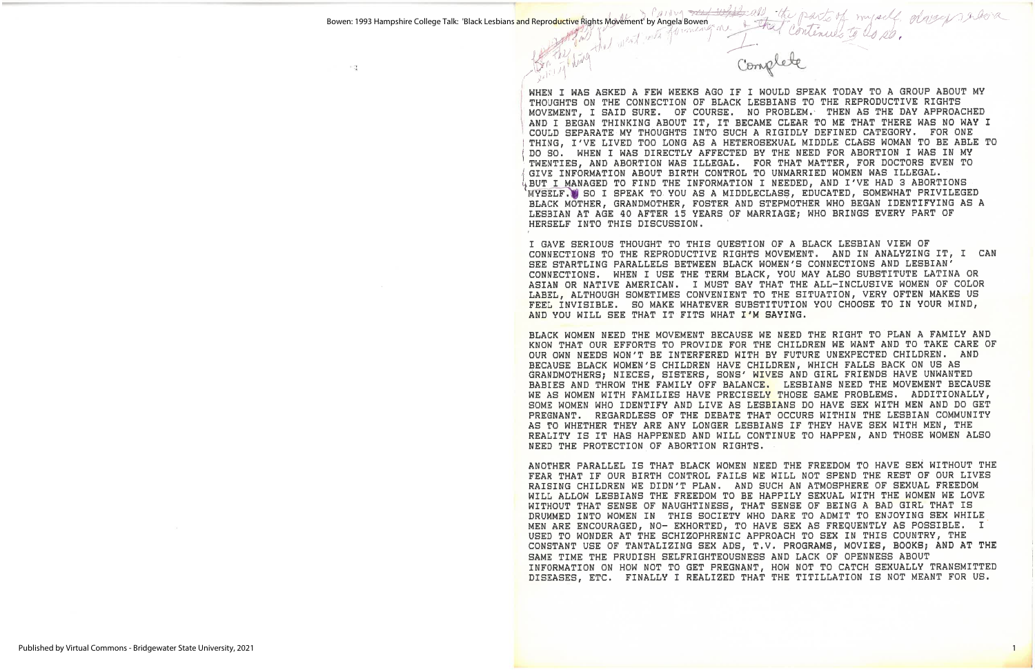Complete

WHEN I WAS ASKED A FEW WEEKS AGO IF I WOULD SPEAK TODAY TO A GROUP ABOUT MY THOUGHTS ON THE CONNECTION OF BLACK LESBIANS TO THE REPRODUCTIVE RIGHTS MOVEMENT, I SAID SURE. OF COURSE. NO PROBLEM. THEN AS THE DAY APPROACHED AND I BEGAN THINKING ABOUT IT, IT BECAME CLEAR TO ME THAT THERE WAS NO WAY I COULD SEPARATE MY THOUGHTS INTO SUCH A RIGIDLY DEFINED CATEGORY. FOR ONE THING, I'VE LIVED TOO LONG AS A HETEROSEXUAL MIDDLE CLASS WOMAN TO BE ABLE TO DO SO. WHEN I WAS DIRECTLY AFFECTED BY THE NEED FOR ABORTION I WAS IN MY TWENTIES, AND ABORTION WAS ILLEGAL. FOR THAT MATTER, FOR DOCTORS EVEN TO GIVE INFORMATION ABOUT BIRTH CONTROL TO UNMARRIED WOMEN WAS ILLEGAL. BUT I MANAGED TO FIND THE INFORMATION I NEEDED, AND I'VE HAD 3 ABORTIONS MYSELF. SO I SPEAK TO YOU AS A MIDDLECLASS, EDUCATED, SOMEWHAT PRIVILEGED BLACK MOTHER, GRANDMOTHER, FOSTER AND STEPMOTHER WHO BEGAN IDENTIFYING AS A LESBIAN AT AGE 40 AFTER 15 YEARS OF MARRIAGE; WHO BRINGS EVERY PART OF HERSELF INTO THIS DISCUSSION.

I GAVE SERIOUS THOUGHT TO THIS QUESTION OF A BLACK LESBIAN VIEW OF CONNECTIONS TO THE REPRODUCTIVE RIGHTS MOVEMENT. AND IN ANALYZING IT, I CAN SEE STARTLING PARALLELS BETWEEN BLACK WOMEN'S CONNECTIONS AND LESBIAN' CONNECTIONS. WHEN I USE THE TERM BLACK, YOU MAY ALSO SUBSTITUTE LATINA OR ASIAN OR NATIVE AMERICAN. I MUST SAY THAT THE ALL-INCLUSIVE WOMEN OF COLOR LABEL, ALTHOUGH SOMETIMES CONVENIENT TO THE SITUATION, VERY OFTEN MAKES US FEEL INVISIBLE. SO MAKE WHATEVER SUBSTITUTION YOU CHOOSE TO IN YOUR MIND, AND YOU WILL SEE THAT IT FITS WHAT I'M SAYING.

BLACK WOMEN NEED THE MOVEMENT BECAUSE WE NEED THE RIGHT TO PLAN A FAMILY AND KNOW THAT OUR EFFORTS TO PROVIDE FOR THE CHILDREN WE WANT AND TO TAKE CARE OF OUR OWN NEEDS WON'T BE INTERFERED WITH BY FUTURE UNEXPECTED CHILDREN. AND BECAUSE BLACK WOMEN'S CHILDREN HAVE CHILDREN, WHICH FALLS BACK ON US AS GRANDMOTHERS; NIECES, SISTERS, SONS' WIVES AND GIRL FRIENDS HAVE UNWANTED BABIES AND THROW THE FAMILY OFF BALANCE. LESBIANS NEED THE MOVEMENT BECAUSE WE AS WOMEN WITH FAMILIES HAVE PRECISELY THOSE SAME PROBLEMS. ADDITIONALLY, SOME WOMEN WHO IDENTIFY AND LIVE AS LESBIANS DO HAVE SEX WITH MEN AND DO GET PREGNANT. REGARDLESS OF THE DEBATE THAT OCCURS WITHIN THE LESBIAN COMMUNITY AS TO WHETHER THEY ARE ANY LONGER LESBIANS IF THEY HAVE SEX WITH MEN, THE REALITY IS IT HAS HAPPENED AND WILL CONTINUE TO HAPPEN, AND THOSE WOMEN ALSO NEED THE PROTECTION OF ABORTION RIGHTS.

ANOTHER PARALLEL IS THAT BLACK WOMEN NEED THE FREEDOM TO HAVE SEX WITHOUT THE FEAR THAT IF OUR BIRTH CONTROL FAILS WE WILL NOT SPEND THE REST OF OUR LIVES RAISING CHILDREN WE DIDN'T PLAN. AND SUCH AN ATMOSPHERE OF SEXUAL FREEDOM WILL ALLOW LESBIANS THE FREEDOM TO BE HAPPILY SEXUAL WITH THE WOMEN WE LOVE WITHOUT THAT SENSE OF NAUGHTINESS, THAT SENSE OF BEING A BAD GIRL THAT IS DRUMMED INTO WOMEN IN THIS SOCIETY WHO DARE TO ADMIT TO ENJOYING SEX WHILE MEN ARE ENCOURAGED, NO- EXHORTED, TO HAVE SEX AS FREQUENTLY AS POSSIBLE. I USED TO WONDER AT THE SCHIZOPHRENIC APPROACH TO SEX IN THIS COUNTRY, THE CONSTANT USE OF TANTALIZING SEX ADS, T.V. PROGRAMS, MOVIES, BOOKS; AND AT THE SAME TIME THE PRUDISH SELFRIGHTEOUSNESS AND LACK OF OPENNESS ABOUT INFORMATION ON HOW NOT TO GET PREGNANT, HOW NOT TO CATCH SEXUALLY TRANSMITTED DISEASES, ETC. FINALLY I REALIZED THAT THE TITILLATION IS NOT MEANT FOR US.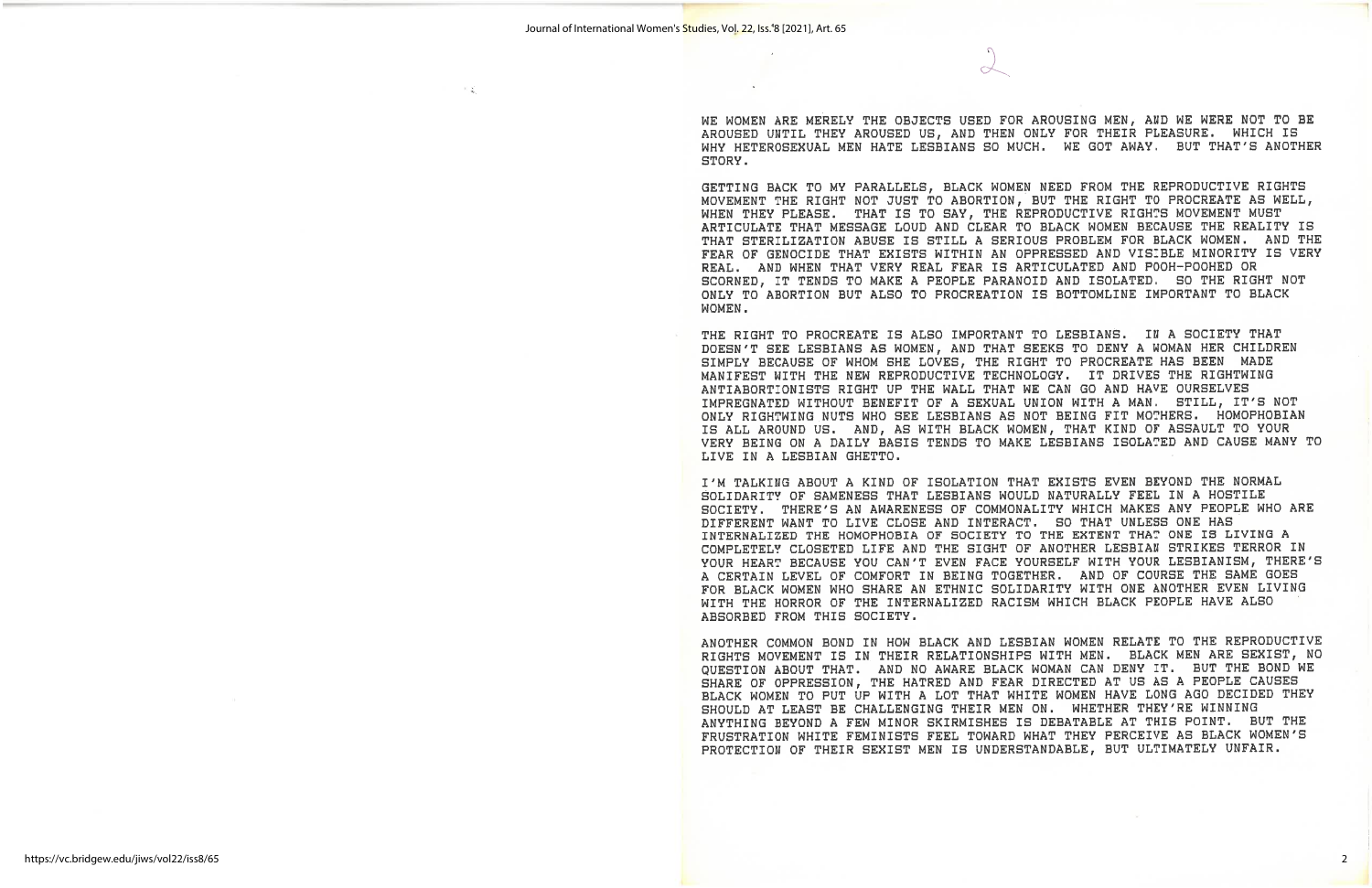WE WOMEN ARE MERELY THE OBJECTS USED FOR AROUSING MEN, AND WE WERE NOT TO BE AROUSED UNTIL THEY AROUSED US, AND THEN ONLY FOR THEIR PLEASURE. WHICH IS WHY HETEROSEXUAL MEN HATE LESBIANS SO MUCH. WE GOT AWAY. BUT THAT'S ANOTHER STORY.

GETTING BACK TO MY PARALLELS, BLACK WOMEN NEED FROM THE REPRODUCTIVE RIGHTS MOVEMENT THE RIGHT NOT JUST TO ABORTION, BUT THE RIGHT TO PROCREATE AS WELL, WHEN THEY PLEASE. THAT IS TO SAY, THE REPRODUCTIVE RIGHTS MOVEMENT MUST ARTICULATE THAT MESSAGE LOUD AND CLEAR TO BLACK WOMEN BECAUSE THE REALITY IS THAT STERILIZATION ABUSE IS STILL A SERIOUS PROBLEM FOR BLACK WOMEN. AND THE FEAR OF GENOCIDE THAT EXISTS WITHIN AN OPPRESSED AND VISIBLE MINORITY IS VERY REAL. AND WHEN THAT VERY REAL FEAR IS ARTICULATED AND POOH-POOHED OR SCORNED, IT TENDS TO MAKE A PEOPLE PARANOID AND ISOLATED. SO THE RIGHT NOT ONLY TO ABORTION BUT ALSO TO PROCREATION IS BOTTOMLINE IMPORTANT TO BLACK WOMEN.

THE RIGHT TO PROCREATE IS ALSO IMPORTANT TO LESBIANS. IN A SOCIETY THAT DOESN'T SEE LESBIANS AS WOMEN, AND THAT SEEKS TO DENY A WOMAN HER CHILDREN SIMPLY BECAUSE OF WHOM SHE LOVES, THE RIGHT TO PROCREATE HAS BEEN MADE MANIFEST WITH THE NEW REPRODUCTIVE TECHNOLOGY. IT DRIVES THE RIGHTWING ANTIABORTIONISTS RIGHT UP THE WALL THAT WE CAN GO AND HAVE OURSELVES IMPREGNATED WITHOUT BENEFIT OF A SEXUAL UNION WITH A MAN. STILL, IT'S NOT ONLY RIGHTWING NUTS WHO SEE LESBIANS AS NOT BEING FIT MOTHERS. HOMOPHOBIAN IS ALL AROUND US. AND, AS WITH BLACK WOMEN, THAT KIND OF ASSAULT TO YOUR VERY BEING ON A DAILY BASIS TENDS TO MAKE LESBIANS ISOLATED AND CAUSE MANY TO LIVE IN A LESBIAN GHETTO.

I'M TALKING ABOUT A KIND OF ISOLATION THAT EXISTS EVEN BEYOND THE NORMAL SOLIDARITY OF SAMENESS THAT LESBIANS WOULD NATURALLY FEEL IN A HOSTILE SOCIETY. THERE'S AN AWARENESS OF COMMONALITY WHICH MAKES ANY PEOPLE WHO ARE DIFFERENT WANT TO LIVE CLOSE AND INTERACT. SO THAT UNLESS ONE HAS INTERNALIZED THE HOMOPHOBIA OF SOCIETY TO THE EXTENT THAT ONE IS LIVING A COMPLETELY CLOSETED LIFE AND THE SIGHT OF ANOTHER LESBIAN STRIKES TERROR IN YOUR HEART BECAUSE YOU CAN'T EVEN FACE YOURSELF WITH YOUR LESBIANISM, THERE'S A CERTAIN LEVEL OF COMFORT IN BEING TOGETHER. AND OF COURSE THE SAME GOES FOR BLACK WOMEN WHO SHARE AN ETHNIC SOLIDARITY WITH ONE ANOTHER EVEN LIVING WITH THE HORROR OF THE INTERNALIZED RACISM WHICH BLACK PEOPLE HAVE ALSO ABSORBED FROM THIS SOCIETY.

ANOTHER COMMON BOND IN HOW BLACK AND LESBIAN WOMEN RELATE TO THE REPRODUCTIVE RIGHTS MOVEMENT IS IN THEIR RELATIONSHIPS WITH MEN. BLACK MEN ARE SEXIST, NO QUESTION ABOUT THAT. AND NO AWARE BLACK WOMAN CAN DENY IT. BUT THE BOND WE SHARE OF OPPRESSION, THE HATRED AND FEAR DIRECTED AT US AS A PEOPLE CAUSES BLACK WOMEN TO PUT UP WITH A LOT THAT WHITE WOMEN HAVE LONG AGO DECIDED THEY SHOULD AT LEAST BE CHALLENGING THEIR MEN ON. WHETHER THEY'RE WINNING ANYTHING BEYOND A FEW MINOR SKIRMISHES IS DEBATABLE AT THIS POINT. BUT THE FRUSTRATION WHITE FEMINISTS FEEL TOWARD WHAT THEY PERCEIVE AS BLACK WOMEN'S PROTECTION OF THEIR SEXIST MEN IS UNDERSTANDABLE, BUT ULTIMATELY UNFAIR.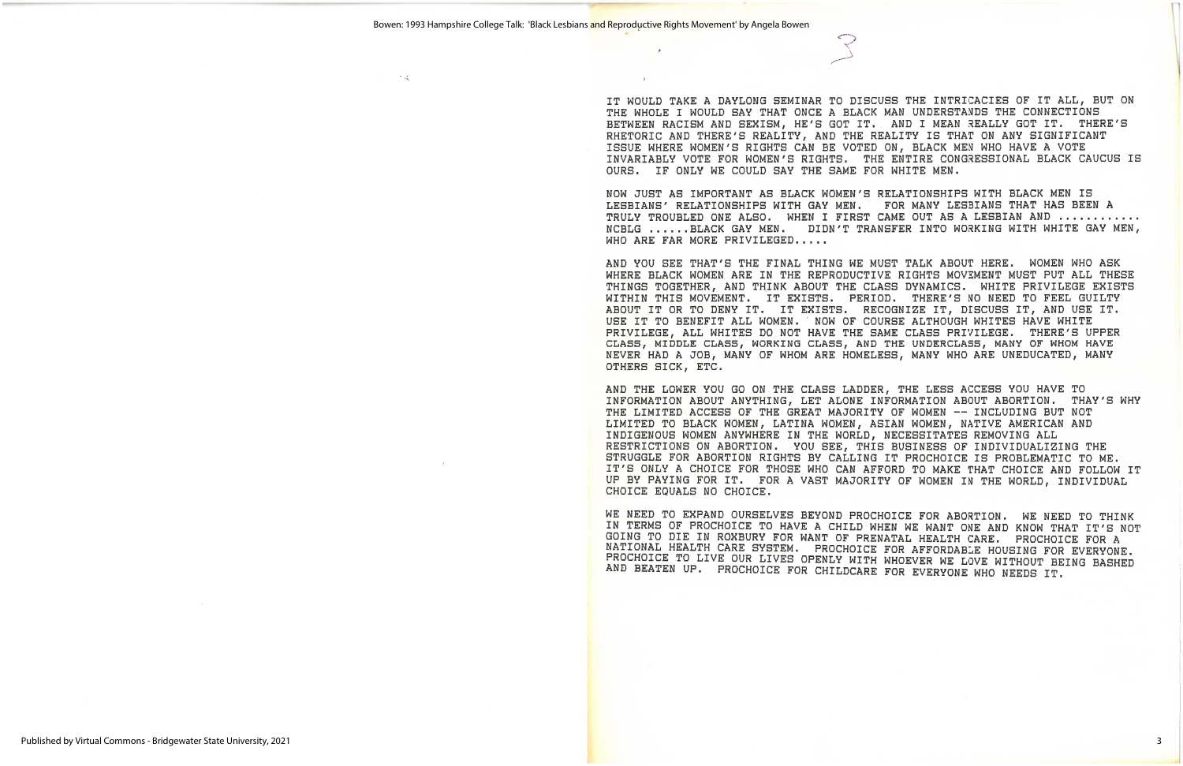IT WOULD TAKE A DAYLONG SEMINAR TO DISCUSS THE INTRICACIES OF IT ALL, BUT ON THE WHOLE I WOULD SAY THAT ONCE A BLACK MAN UNDERSTANDS THE CONNECTIONS BETWEEN RACISM AND SEXISM, HE'S GOT IT. AND I MEAN REALLY GOT IT. THERE'S RHETORIC AND THERE'S REALITY, AND THE REALITY IS THAT ON ANY SIGNIFICANT ISSUE WHERE WOMEN'S RIGHTS CAN BE VOTED ON, BLACK MEN WHO HAVE A VOTE INVARIABLY VOTE FOR WOMEN'S RIGHTS. THE ENTIRE CONGRESSIONAL BLACK CAUCUS IS OURS. IF ONLY WE COULD SAY THE SAME FOR WHITE MEN.

NOW JUST AS IMPORTANT AS BLACK WOMEN'S RELATIONSHIPS WITH BLACK MEN IS LESBIANS' RELATIONSHIPS WITH GAY MEN. FOR MANY LESBIANS THAT HAS BEEN A TRULY TROUBLED ONE ALSO. WHEN I FIRST CAME OUT AS A LESBIAN AND ............ NCBLG ......BLACK GAY MEN. DIDN'T TRANSFER INTO WORKING WITH WHITE GAY MEN, WHO ARE FAR MORE PRIVILEGED.....

AND YOU SEE THAT'S THE FINAL THING WE MUST TALK ABOUT HERE. WOMEN WHO ASK WHERE BLACK WOMEN ARE IN THE REPRODUCTIVE RIGHTS MOVEMENT MUST PUT ALL THESE THINGS TOGETHER, AND THINK ABOUT THE CLASS DYNAMICS. WHITE PRIVILEGE EXISTS WITHIN THIS MOVEMENT. IT EXISTS. PERIOD. THERE'S NO NEED TO FEEL GUILTY ABOUT IT OR TO DENY IT. IT EXISTS. RECOGNIZE IT, DISCUSS IT, AND USE IT. USE IT TO BENEFIT ALL WOMEN. NOW OF COURSE ALTHOUGH WHITES HAVE WHITE PRIVILEGE, ALL WHITES DO NOT HAVE THE SAME CLASS PRIVILEGE. THERE'S UPPER CLASS, MIDDLE CLASS, WORKING CLASS, AND THE UNDERCLASS, MANY OF WHOM HAVE NEVER HAD A JOB, MANY OF WHOM ARE HOMELESS, MANY WHO ARE UNEDUCATED, MANY OTHERS SICK, ETC.

AND THE LOWER YOU GO ON THE CLASS LADDER, THE LESS ACCESS YOU HAVE TO INFORMATION ABOUT ANYTHING, LET ALONE INFORMATION ABOUT ABORTION. THAY'S WHY THE LIMITED ACCESS OF THE GREAT MAJORITY OF WOMEN -- INCLUDING BUT NOT LIMITED TO BLACK WOMEN, LATINA WOMEN, ASIAN WOMEN, NATIVE AMERICAN AND INDIGENOUS WOMEN ANYWHERE IN THE WORLD, NECESSITATES REMOVING ALL RESTRICTIONS ON ABORTION. YOU SEE, THIS BUSINESS OF INDIVIDUALIZING THE STRUGGLE FOR ABORTION RIGHTS BY CALLING IT PROCHOICE IS PROBLEMATIC TO ME. IT'S ONLY A CHOICE FOR THOSE WHO CAN AFFORD TO MAKE THAT CHOICE AND FOLLOW IT UP BY PAYING FOR IT. FOR A VAST MAJORITY OF WOMEN IN THE WORLD, INDIVIDUAL CHOICE EQUALS NO CHOICE.

WE NEED TO EXPAND OURSELVES BEYOND PROCHOICE FOR ABORTION. WE NEED TO THINK IN TERMS OF PROCHOICE TO HAVE A CHILD WHEN WE WANT ONE AND KNOW THAT IT'S NOT GOING TO DIE IN ROXBURY FOR WANT OF PRENATAL HEALTH CARE. PROCHOICE FOR A NATIONAL HEALTH CARE SYSTEM. PROCHOICE FOR AFFORDABLE HOUSING FOR EVERYONE. PROCHOICE TO LIVE OUR LIVES OPENLY WITH WHOEVER WE LOVE WITHOUT BEING BASHED AND BEATEN UP. PROCHOICE FOR CHILDCARE FOR EVERYONE WHO NEEDS IT.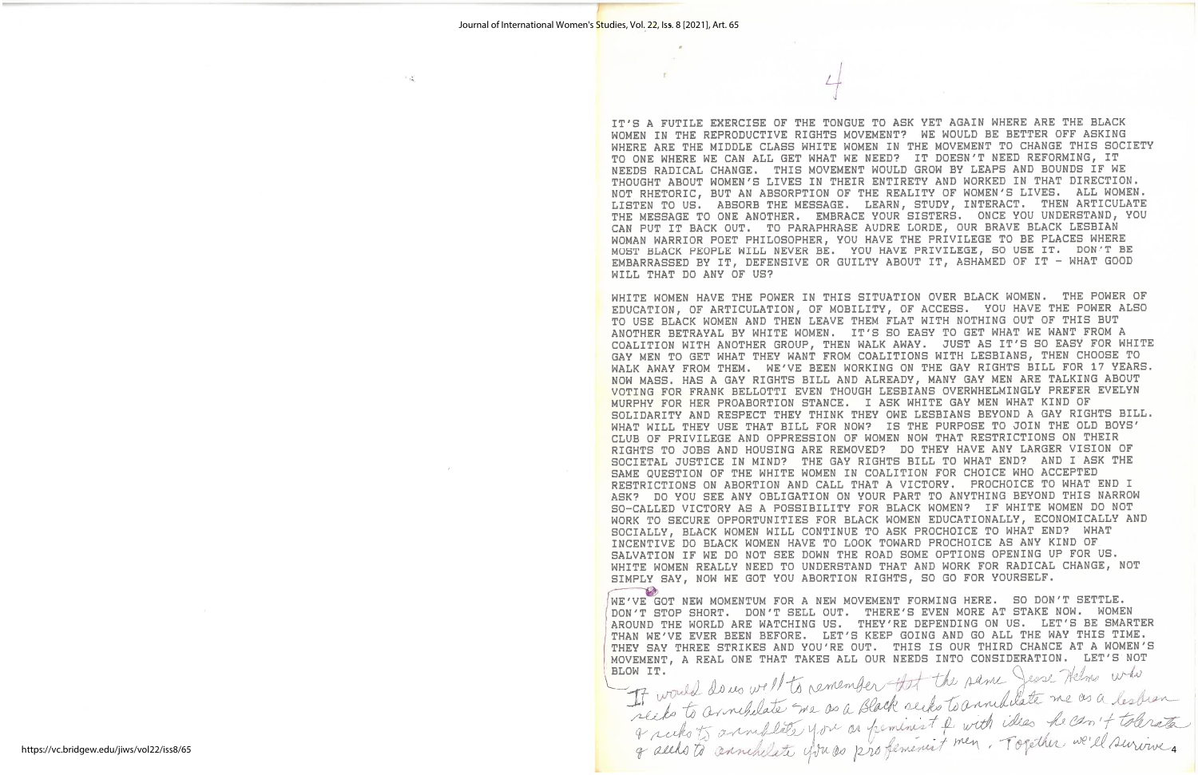4

IT'S A FUTILE EXERCISE OF THE TONGUE TO ASK YET AGAIN WHERE ARE THE BLACK WOMEN IN THE REPRODUCTIVE RIGHTS MOVEMENT? WE WOULD BE BETTER OFF ASKING WHERE ARE THE MIDDLE CLASS WHITE WOMEN IN THE MOVEMENT TO CHANGE THIS SOCIETY TO ONE WHERE WE CAN ALL GET WHAT WE NEED? IT DOESN'T NEED REFORMING, IT NEEDS RADICAL CHANGE. THIS MOVEMENT WOULD GROW BY LEAPS AND BOUNDS IF WE THOUGHT ABOUT WOMEN'S LIVES IN THEIR ENTIRETY AND WORKED IN THAT DIRECTION. NOT RHETORIC, BUT AN ABSORPTION OF THE REALITY OF WOMEN'S LIVES. ALL WOMEN. LISTEN TO US. ABSORB THE MESSAGE. LEARN, STUDY, INTERACT. THEN ARTICULATE THE MESSAGE TO ONE ANOTHER. EMBRACE YOUR SISTERS. ONCE YOU UNDERSTAND, YOU CAN PUT IT BACK OUT. TO PARAPHRASE AUDRE LORDE, OUR BRAVE BLACK LESBIAN WOMAN WARRIOR POET PHILOSOPHER, YOU HAVE THE PRIVILEGE TO BE PLACES WHERE MOST BLACK PEOPLE WILL NEVER BE. YOU HAVE PRIVILEGE, SO USE IT. DON'T BE EMBARRASSED BY IT, DEFENSIVE OR GUILTY ABOUT IT, ASHAMED OF IT - WHAT GOOD WILL THAT DO ANY OF US?

WHITE WOMEN HAVE THE POWER IN THIS SITUATION OVER BLACK WOMEN. THE POWER OF EDUCATION, OF ARTICULATION, OF MOBILITY, OF ACCESS. YOU HAVE THE POWER ALSO TO USE BLACK WOMEN AND THEN LEAVE THEM FLAT WITH NOTHING OUT OF THIS BUT ANOTHER BETRAYAL BY WHITE WOMEN. IT'S SO EASY TO GET WHAT WE WANT FROM A COALITION WITH ANOTHER GROUP, THEN WALK AWAY. JUST AS IT'S SO EASY FOR WHITE GAY MEN TO GET WHAT THEY WANT FROM COALITIONS WITH LESBIANS, THEN CHOOSE TO WALK AWAY FROM THEM. WE'VE BEEN WORKING ON THE GAY RIGHTS BILL FOR 17 YEARS. NOW MASS. HAS A GAY RIGHTS BILL AND ALREADY, MANY GAY MEN ARE TALKING ABOUT VOTING FOR FRANK BELLOTTI EVEN THOUGH LESBIANS OVERWHELMINGLY PREFER EVELYN MURPHY FOR HER PROABORTION STANCE. I ASK WHITE GAY MEN WHAT KIND OF SOLIDARITY AND RESPECT THEY THINK THEY OWE LESBIANS BEYOND A GAY RIGHTS BILL. WHAT WILL THEY USE THAT BILL FOR NOW? IS THE PURPOSE TO JOIN THE OLD BOYS' CLUB OF PRIVILEGE AND OPPRESSION OF WOMEN NOW THAT RESTRICTIONS ON THEIR RIGHTS TO JOBS AND HOUSING ARE REMOVED? DO THEY HAVE ANY LARGER VISION OF SOCIETAL JUSTICE IN MIND? THE GAY RIGHTS BILL TO WHAT END? AND I ASK THE SAME QUESTION OF THE WHITE WOMEN IN COALITION FOR CHOICE WHO ACCEPTED RESTRICTIONS ON ABORTION AND CALL THAT A VICTORY. PROCHOICE TO WHAT END I ASK? DO YOU SEE ANY OBLIGATION ON YOUR PART TO ANYTHING BEYOND THIS NARROW SO-CALLED VICTORY AS A POSSIBILITY FOR BLACK WOMEN? IF WHITE WOMEN DO NOT WORK TO SECURE OPPORTUNITIES FOR BLACK WOMEN EDUCATIONALLY, ECONOMICALLY AND SOCIALLY, BLACK WOMEN WILL CONTINUE TO ASK PROCHOICE TO WHAT END? WHAT INCENTIVE DO BLACK WOMEN HAVE TO LOOK TOWARD PROCHOICE AS ANY KIND OF SALVATION IF WE DO NOT SEE DOWN THE ROAD SOME OPTIONS OPENING UP FOR US. WHITE WOMEN REALLY NEED TO UNDERSTAND THAT AND WORK FOR RADICAL CHANGE, NOT SIMPLY SAY, NOW WE GOT YOU ABORTION RIGHTS, SO GO FOR YOURSELF.

WE'VE GOT NEW MOMENTUM FOR A NEW MOVEMENT FORMING HERE. SO DON'T SETTLE. DON'T STOP SHORT. DON'T SELL OUT. THERE'S EVEN MORE AT STAKE NOW. WOMEN AROUND THE WORLD ARE WATCHING US. THEY'RE DEPENDING ON US. LET'S BE SMARTER THAN WE'VE EVER BEEN BEFORE. LET'S KEEP GOING AND GO ALL THE WAY THIS TIME. THEY SAY THREE STRIKES AND YOU'RE OUT. THIS IS OUR THIRD CHANCE AT A WOMEN'S MOVEMENT, A REAL ONE THAT TAKES ALL OUR NEEDS INTO CONSIDERATION. LET'S NOT BLOW IT.

It would do us well to remember ~~that~~ the same Jesse Helms who seeks to annihilate me as a Black seeks to annihilate me as a lesbian & seeks to annihilate you as feminist & with ideas he can't tolerate & seeks to annihilate you as profeminist men. Together we'll survive.